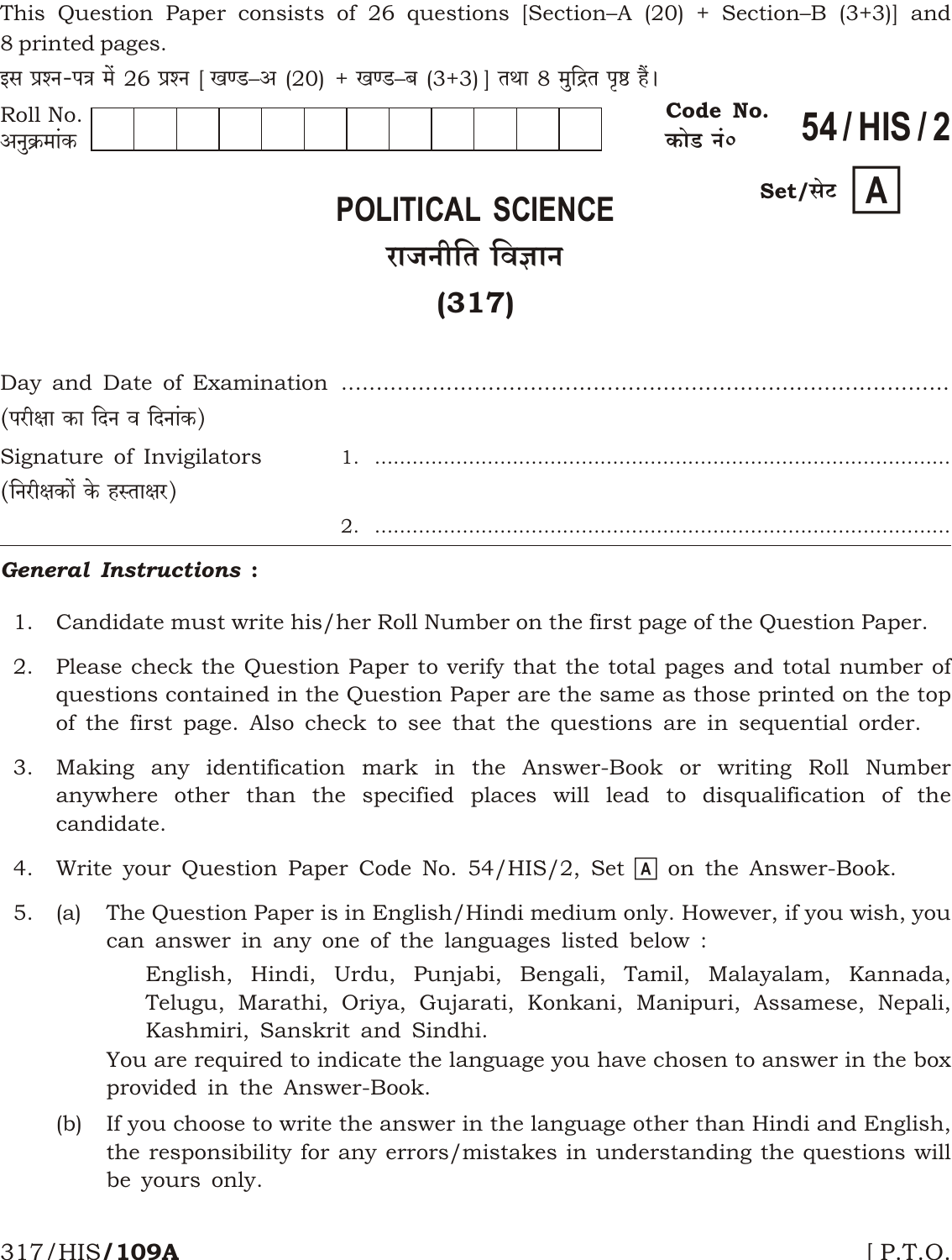This Question Paper consists of 26 questions [Section–A (20) + Section–B (3+3)] and 8 printed pages.

इस प्रश्न-पत्र में 26 प्रश्न [ खण्ड–अ (20) + खण्ड–ब (3+3) ] तथा 8 मुद्रित पृष्ठ हैं।

Roll No.
अनुक्रमांक

| | | | | | | | | | | | |
|---|---|---|---|---|---|---|---|---|---|---|---|
| | | | | | | | | | | | |

Code No.
कोड नं० **54 / HIS / 2**

Set/सेट **A**

# POLITICAL SCIENCE
# राजनीति विज्ञान
# (317)

Day and Date of Examination ..........................................................................
(परीक्षा का दिन व दिनांक)

Signature of Invigilators 1. ..........................................................................
(निरीक्षकों के हस्ताक्षर)

2. ..........................................................................

***General Instructions :***

1. Candidate must write his/her Roll Number on the first page of the Question Paper.
2. Please check the Question Paper to verify that the total pages and total number of questions contained in the Question Paper are the same as those printed on the top of the first page. Also check to see that the questions are in sequential order.
3. Making any identification mark in the Answer-Book or writing Roll Number anywhere other than the specified places will lead to disqualification of the candidate.
4. Write your Question Paper Code No. 54/HIS/2, Set A on the Answer-Book.
5. (a) The Question Paper is in English/Hindi medium only. However, if you wish, you can answer in any one of the languages listed below :

   English, Hindi, Urdu, Punjabi, Bengali, Tamil, Malayalam, Kannada, Telugu, Marathi, Oriya, Gujarati, Konkani, Manipuri, Assamese, Nepali, Kashmiri, Sanskrit and Sindhi.

   You are required to indicate the language you have chosen to answer in the box provided in the Answer-Book.

   (b) If you choose to write the answer in the language other than Hindi and English, the responsibility for any errors/mistakes in understanding the questions will be yours only.

317/HIS**/109A**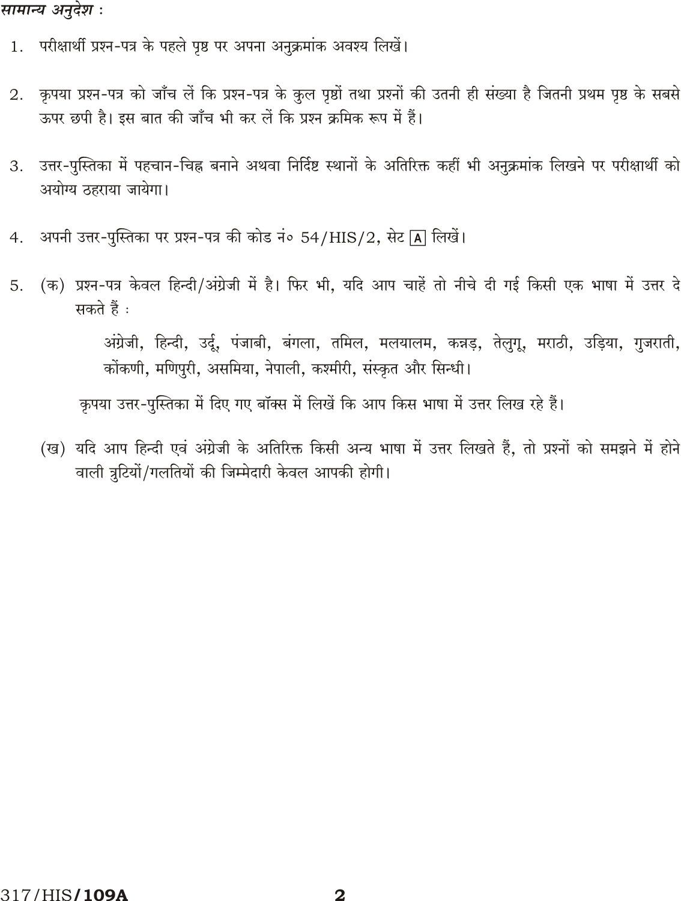*सामान्य अनुदेश :*

1. परीक्षार्थी प्रश्न-पत्र के पहले पृष्ठ पर अपना अनुक्रमांक अवश्य लिखें।

2. कृपया प्रश्न-पत्र को जाँच लें कि प्रश्न-पत्र के कुल पृष्ठों तथा प्रश्नों की उतनी ही संख्या है जितनी प्रथम पृष्ठ के सबसे ऊपर छपी है। इस बात की जाँच भी कर लें कि प्रश्न क्रमिक रूप में हैं।

3. उत्तर-पुस्तिका में पहचान-चिह्न बनाने अथवा निर्दिष्ट स्थानों के अतिरिक्त कहीं भी अनुक्रमांक लिखने पर परीक्षार्थी को अयोग्य ठहराया जायेगा।

4. अपनी उत्तर-पुस्तिका पर प्रश्न-पत्र की कोड नं० 54/HIS/2, सेट **A** लिखें।

5. (क) प्रश्न-पत्र केवल हिन्दी/अंग्रेजी में है। फिर भी, यदि आप चाहें तो नीचे दी गई किसी एक भाषा में उत्तर दे सकते हैं :

   अंग्रेजी, हिन्दी, उर्दू, पंजाबी, बंगला, तमिल, मलयालम, कन्नड़, तेलुगू, मराठी, उड़िया, गुजराती, कोंकणी, मणिपुरी, असमिया, नेपाली, कश्मीरी, संस्कृत और सिन्धी।

   कृपया उत्तर-पुस्तिका में दिए गए बॉक्स में लिखें कि आप किस भाषा में उत्तर लिख रहे हैं।

   (ख) यदि आप हिन्दी एवं अंग्रेजी के अतिरिक्त किसी अन्य भाषा में उत्तर लिखते हैं, तो प्रश्नों को समझने में होने वाली त्रुटियों/गलतियों की जिम्मेदारी केवल आपकी होगी।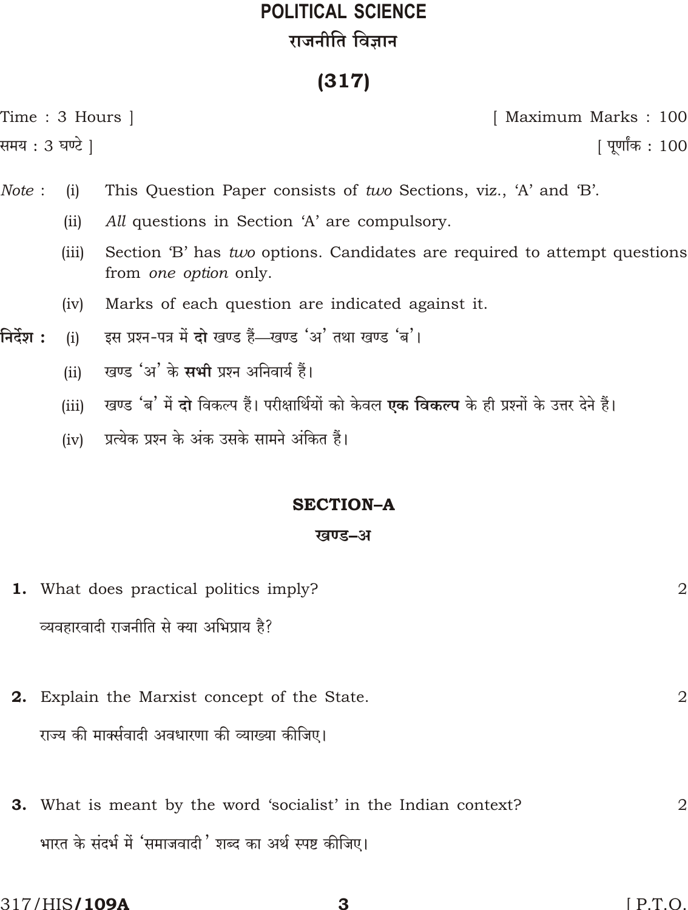# POLITICAL SCIENCE

# राजनीति विज्ञान

## (317)

Time : 3 Hours ] [ Maximum Marks : 100

समय : 3 घण्टे ] [ पूर्णांक : 100

*Note* :
- (i) This Question Paper consists of *two* Sections, viz., 'A' and 'B'.
- (ii) *All* questions in Section 'A' are compulsory.
- (iii) Section 'B' has *two* options. Candidates are required to attempt questions from *one option* only.
- (iv) Marks of each question are indicated against it.

**निर्देश :**
- (i) इस प्रश्न-पत्र में **दो** खण्ड हैं—खण्ड 'अ' तथा खण्ड 'ब'।
- (ii) खण्ड 'अ' के **सभी** प्रश्न अनिवार्य हैं।
- (iii) खण्ड 'ब' में **दो** विकल्प हैं। परीक्षार्थियों को केवल **एक विकल्प** के ही प्रश्नों के उत्तर देने हैं।
- (iv) प्रत्येक प्रश्न के अंक उसके सामने अंकित हैं।

## SECTION–A

## खण्ड–अ

**1.** What does practical politics imply? 2

व्यवहारवादी राजनीति से क्या अभिप्राय है?

**2.** Explain the Marxist concept of the State. 2

राज्य की मार्क्सवादी अवधारणा की व्याख्या कीजिए।

**3.** What is meant by the word 'socialist' in the Indian context? 2

भारत के संदर्भ में 'समाजवादी' शब्द का अर्थ स्पष्ट कीजिए।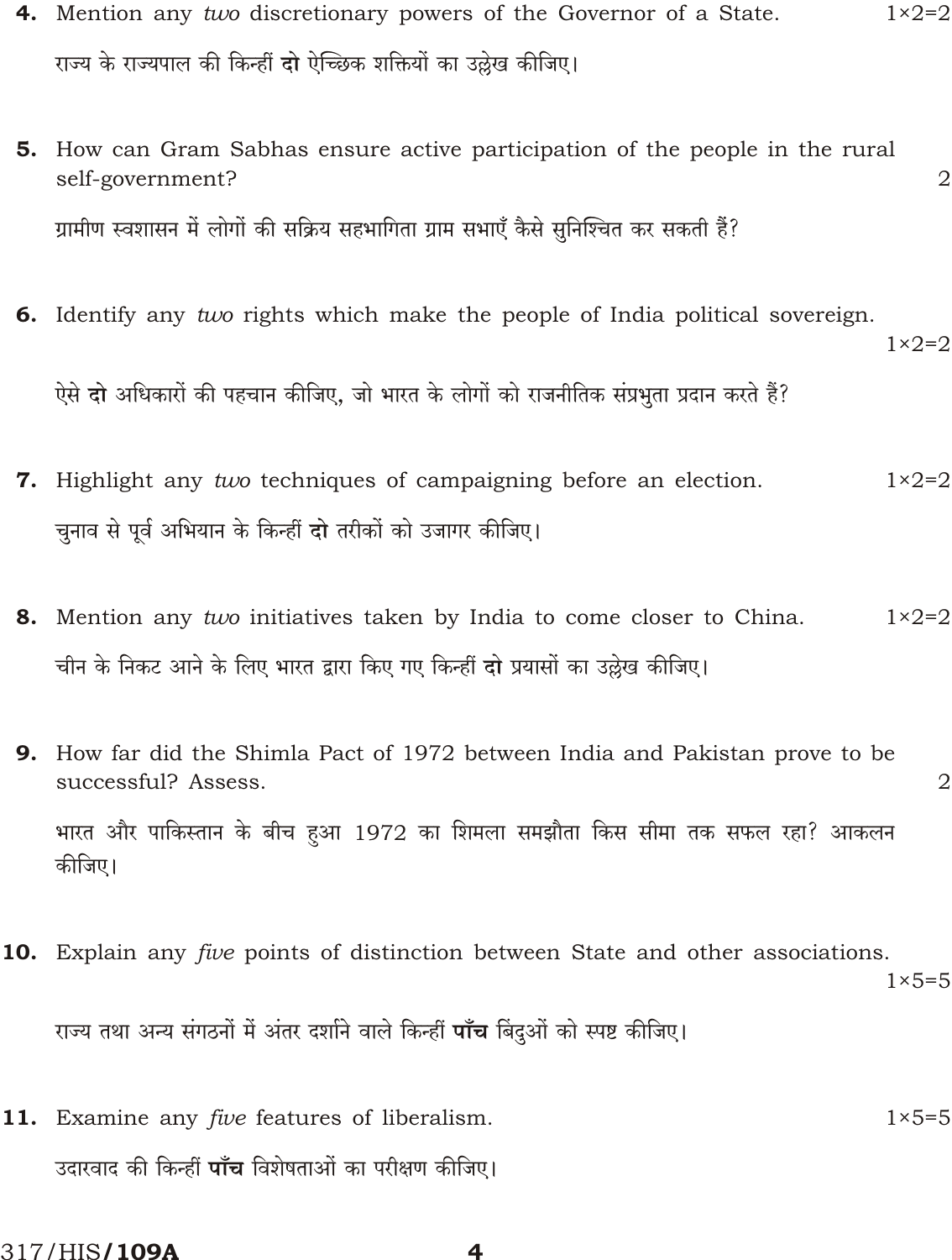**4.** Mention any *two* discretionary powers of the Governor of a State. 1×2=2

राज्य के राज्यपाल की किन्हीं **दो** ऐच्छिक शक्तियों का उल्लेख कीजिए।

**5.** How can Gram Sabhas ensure active participation of the people in the rural self-government? 2

ग्रामीण स्वशासन में लोगों की सक्रिय सहभागिता ग्राम सभाएँ कैसे सुनिश्चित कर सकती हैं?

**6.** Identify any *two* rights which make the people of India political sovereign. 1×2=2

ऐसे **दो** अधिकारों की पहचान कीजिए, जो भारत के लोगों को राजनीतिक संप्रभुता प्रदान करते हैं?

**7.** Highlight any *two* techniques of campaigning before an election. 1×2=2

चुनाव से पूर्व अभियान के किन्हीं **दो** तरीकों को उजागर कीजिए।

**8.** Mention any *two* initiatives taken by India to come closer to China. 1×2=2

चीन के निकट आने के लिए भारत द्वारा किए गए किन्हीं **दो** प्रयासों का उल्लेख कीजिए।

**9.** How far did the Shimla Pact of 1972 between India and Pakistan prove to be successful? Assess. 2

भारत और पाकिस्तान के बीच हुआ 1972 का शिमला समझौता किस सीमा तक सफल रहा? आकलन कीजिए।

**10.** Explain any *five* points of distinction between State and other associations. 1×5=5

राज्य तथा अन्य संगठनों में अंतर दर्शाने वाले किन्हीं **पाँच** बिंदुओं को स्पष्ट कीजिए।

**11.** Examine any *five* features of liberalism. 1×5=5

उदारवाद की किन्हीं **पाँच** विशेषताओं का परीक्षण कीजिए।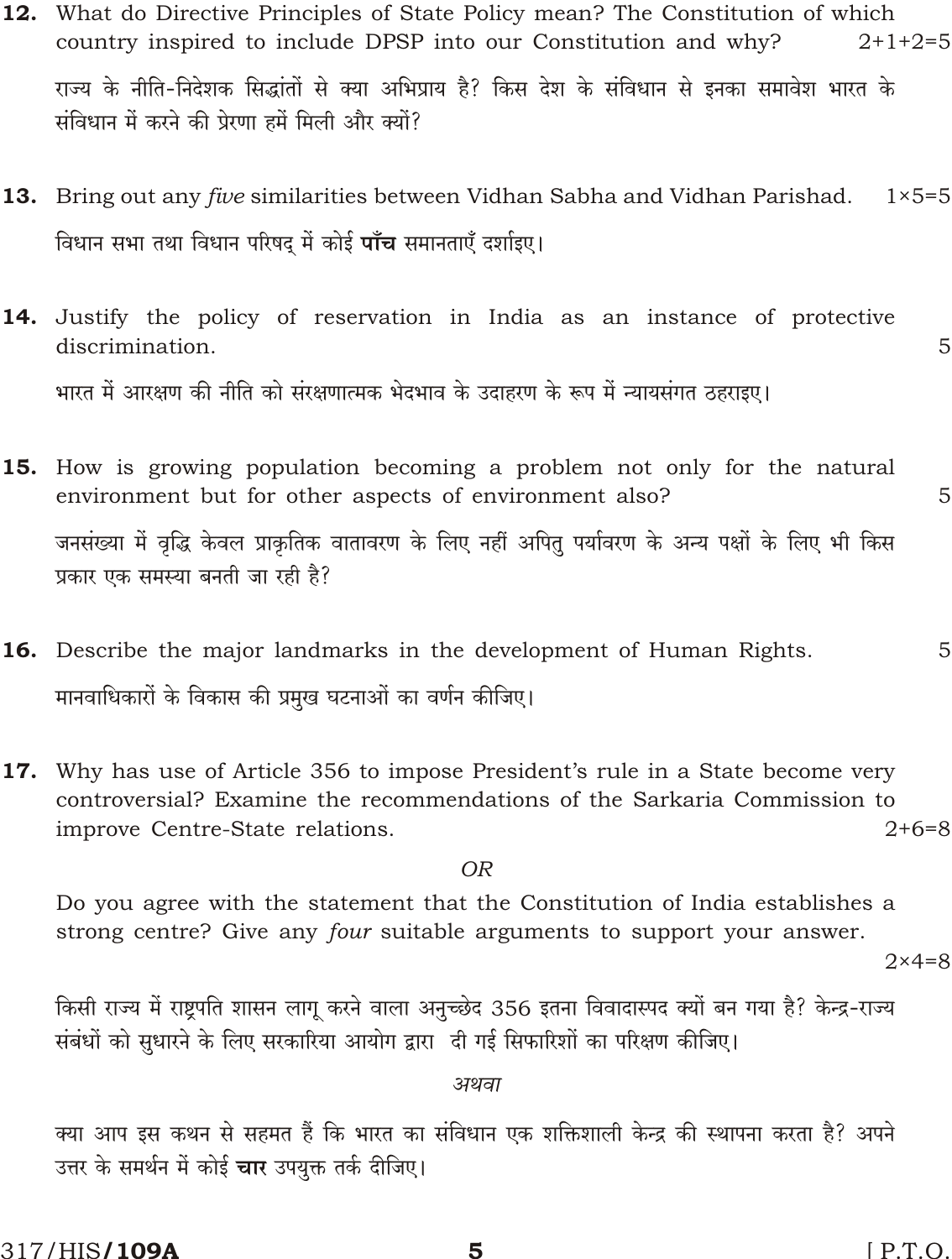**12.** What do Directive Principles of State Policy mean? The Constitution of which country inspired to include DPSP into our Constitution and why? 2+1+2=5

राज्य के नीति-निदेशक सिद्धांतों से क्या अभिप्राय है? किस देश के संविधान से इनका समावेश भारत के संविधान में करने की प्रेरणा हमें मिली और क्यों?

**13.** Bring out any *five* similarities between Vidhan Sabha and Vidhan Parishad. 1×5=5

विधान सभा तथा विधान परिषद् में कोई **पाँच** समानताएँ दर्शाइए।

**14.** Justify the policy of reservation in India as an instance of protective discrimination. 5

भारत में आरक्षण की नीति को संरक्षणात्मक भेदभाव के उदाहरण के रूप में न्यायसंगत ठहराइए।

**15.** How is growing population becoming a problem not only for the natural environment but for other aspects of environment also? 5

जनसंख्या में वृद्धि केवल प्राकृतिक वातावरण के लिए नहीं अपितु पर्यावरण के अन्य पक्षों के लिए भी किस प्रकार एक समस्या बनती जा रही है?

**16.** Describe the major landmarks in the development of Human Rights. 5

मानवाधिकारों के विकास की प्रमुख घटनाओं का वर्णन कीजिए।

**17.** Why has use of Article 356 to impose President's rule in a State become very controversial? Examine the recommendations of the Sarkaria Commission to improve Centre-State relations. 2+6=8

*OR*

Do you agree with the statement that the Constitution of India establishes a strong centre? Give any *four* suitable arguments to support your answer. 2×4=8

किसी राज्य में राष्ट्रपति शासन लागू करने वाला अनुच्छेद 356 इतना विवादास्पद क्यों बन गया है? केन्द्र-राज्य संबंधों को सुधारने के लिए सरकारिया आयोग द्वारा दी गई सिफारिशों का परिक्षण कीजिए।

*अथवा*

क्या आप इस कथन से सहमत हैं कि भारत का संविधान एक शक्तिशाली केन्द्र की स्थापना करता है? अपने उत्तर के समर्थन में कोई **चार** उपयुक्त तर्क दीजिए।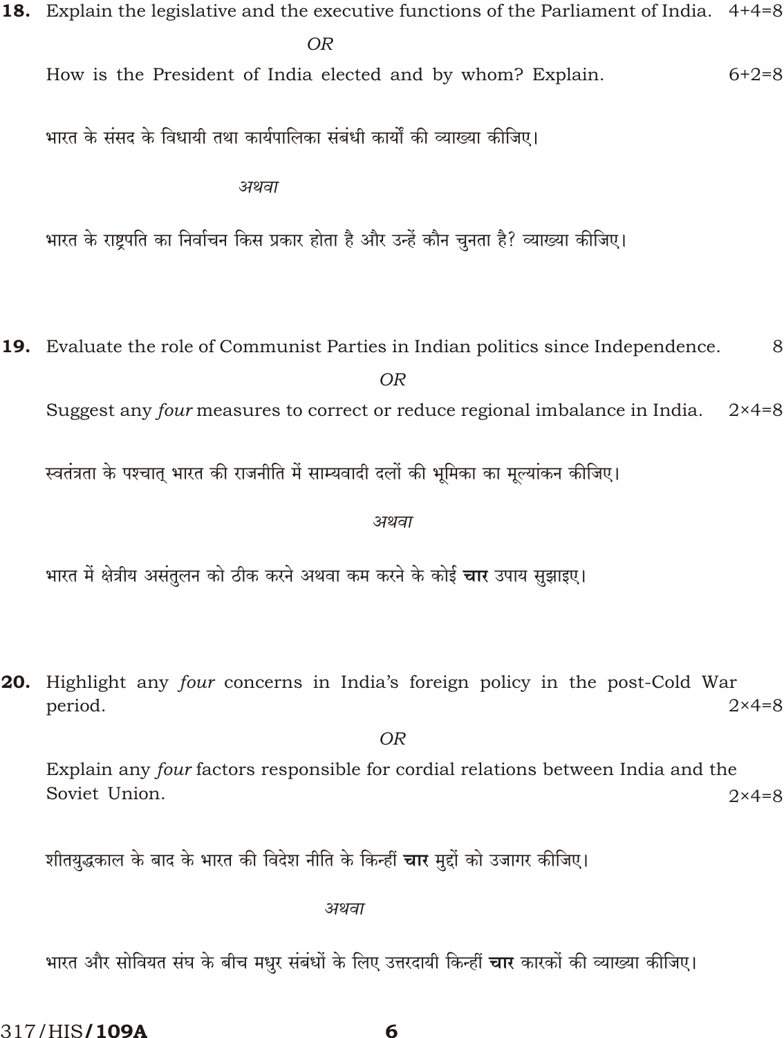**18.** Explain the legislative and the executive functions of the Parliament of India. 4+4=8

*OR*

How is the President of India elected and by whom? Explain. 6+2=8

भारत के संसद के विधायी तथा कार्यपालिका संबंधी कार्यों की व्याख्या कीजिए।

*अथवा*

भारत के राष्ट्रपति का निर्वाचन किस प्रकार होता है और उन्हें कौन चुनता है? व्याख्या कीजिए।

**19.** Evaluate the role of Communist Parties in Indian politics since Independence. 8

*OR*

Suggest any *four* measures to correct or reduce regional imbalance in India. 2×4=8

स्वतंत्रता के पश्चात् भारत की राजनीति में साम्यवादी दलों की भूमिका का मूल्यांकन कीजिए।

*अथवा*

भारत में क्षेत्रीय असंतुलन को ठीक करने अथवा कम करने के कोई **चार** उपाय सुझाइए।

**20.** Highlight any *four* concerns in India's foreign policy in the post-Cold War period. 2×4=8

*OR*

Explain any *four* factors responsible for cordial relations between India and the Soviet Union. 2×4=8

शीतयुद्धकाल के बाद के भारत की विदेश नीति के किन्हीं **चार** मुद्दों को उजागर कीजिए।

*अथवा*

भारत और सोवियत संघ के बीच मधुर संबंधों के लिए उत्तरदायी किन्हीं **चार** कारकों की व्याख्या कीजिए।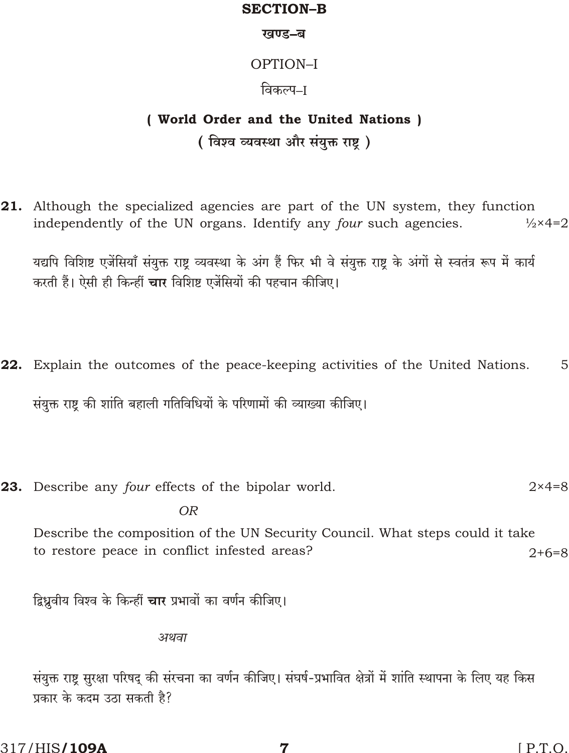## SECTION–B

## खण्ड–ब

### OPTION–I

### विकल्प–I

### ( World Order and the United Nations )

### ( विश्व व्यवस्था और संयुक्त राष्ट्र )

**21.** Although the specialized agencies are part of the UN system, they function independently of the UN organs. Identify any *four* such agencies. $\frac{1}{2} \times 4 = 2$

यद्यपि विशिष्ट एजेंसियाँ संयुक्त राष्ट्र व्यवस्था के अंग हैं फिर भी वे संयुक्त राष्ट्र के अंगों से स्वतंत्र रूप में कार्य करती हैं। ऐसी ही किन्हीं **चार** विशिष्ट एजेंसियों की पहचान कीजिए।

**22.** Explain the outcomes of the peace-keeping activities of the United Nations. 5

संयुक्त राष्ट्र की शांति बहाली गतिविधियों के परिणामों की व्याख्या कीजिए।

**23.** Describe any *four* effects of the bipolar world. $2 \times 4 = 8$

*OR*

Describe the composition of the UN Security Council. What steps could it take to restore peace in conflict infested areas? $2 + 6 = 8$

द्विध्रुवीय विश्व के किन्हीं **चार** प्रभावों का वर्णन कीजिए।

*अथवा*

संयुक्त राष्ट्र सुरक्षा परिषद् की संरचना का वर्णन कीजिए। संघर्ष-प्रभावित क्षेत्रों में शांति स्थापना के लिए यह किस प्रकार के कदम उठा सकती है?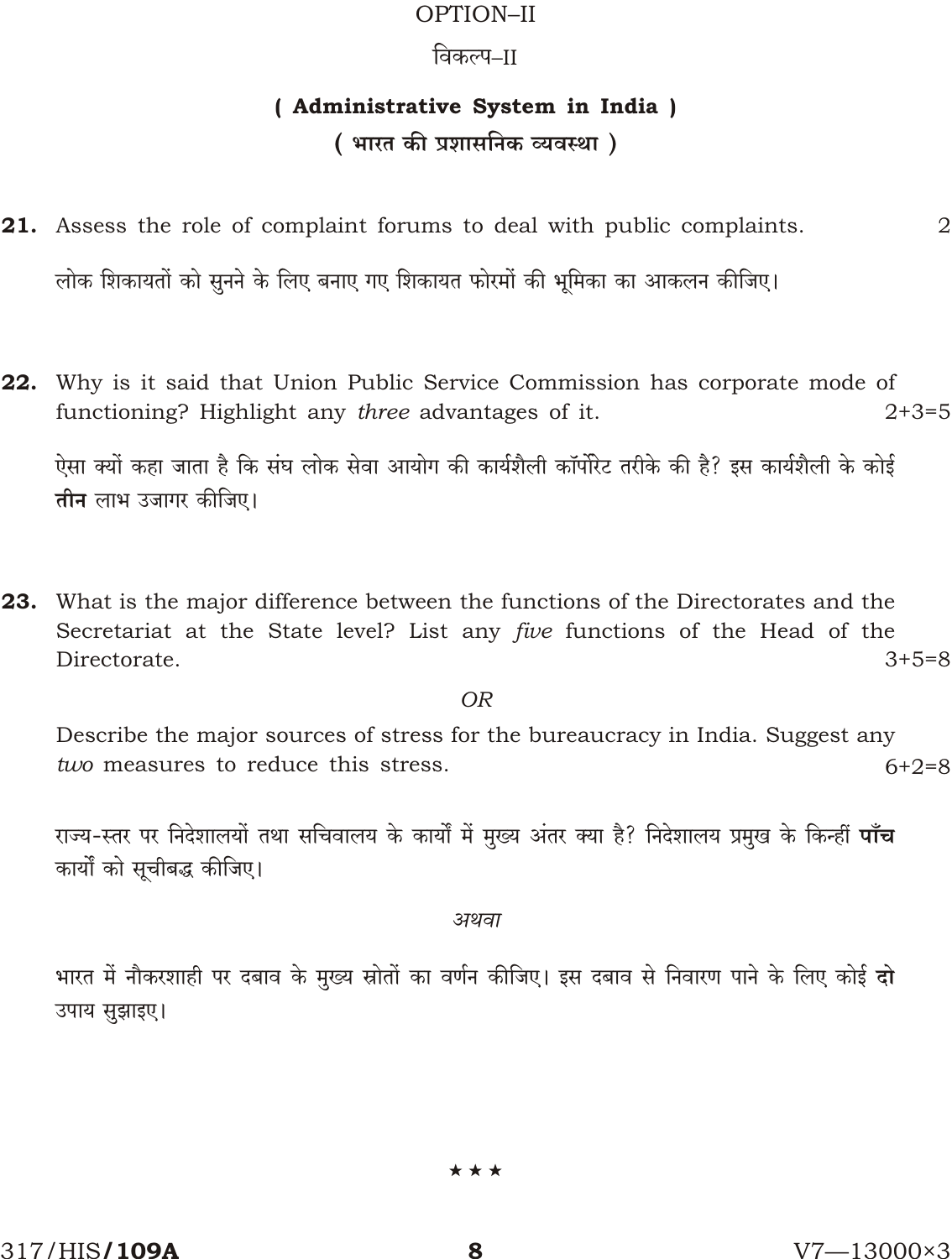OPTION–II

विकल्प–II

## ( Administrative System in India )

## ( भारत की प्रशासनिक व्यवस्था )

**21.** Assess the role of complaint forums to deal with public complaints. 2

लोक शिकायतों को सुनने के लिए बनाए गए शिकायत फोरमों की भूमिका का आकलन कीजिए।

**22.** Why is it said that Union Public Service Commission has corporate mode of functioning? Highlight any *three* advantages of it. 2+3=5

ऐसा क्यों कहा जाता है कि संघ लोक सेवा आयोग की कार्यशैली कॉर्पोरेट तरीके की है? इस कार्यशैली के कोई **तीन** लाभ उजागर कीजिए।

**23.** What is the major difference between the functions of the Directorates and the Secretariat at the State level? List any *five* functions of the Head of the Directorate. 3+5=8

*OR*

Describe the major sources of stress for the bureaucracy in India. Suggest any *two* measures to reduce this stress. 6+2=8

राज्य-स्तर पर निदेशालयों तथा सचिवालय के कार्यों में मुख्य अंतर क्या है? निदेशालय प्रमुख के किन्हीं **पाँच** कार्यों को सूचीबद्ध कीजिए।

*अथवा*

भारत में नौकरशाही पर दबाव के मुख्य स्रोतों का वर्णन कीजिए। इस दबाव से निवारण पाने के लिए कोई **दो** उपाय सुझाइए।

★ ★ ★